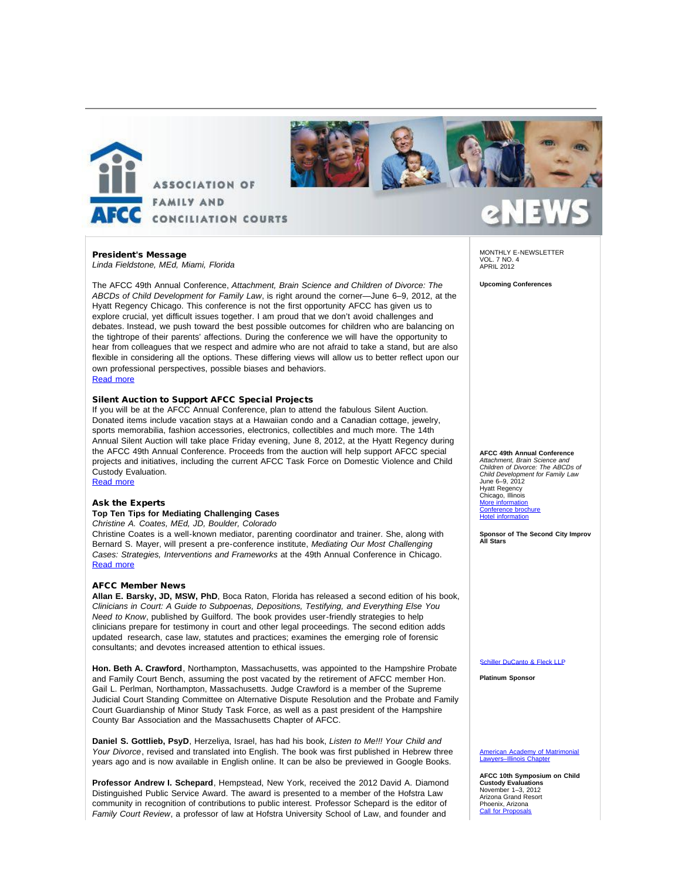ASSOCIATION OF FAMILY AND CONCILIATION COURTS

AFCC

eNEWS

### President's Message

*Linda Fieldstone, MEd, Miami, Florida*

The AFCC 49th Annual Conference, *Attachment, Brain Science and Children of Divorce: The ABCDs of Child Development for Family Law*, is right around the corner—June 6–9, 2012, at the Hyatt Regency Chicago. This conference is not the first opportunity AFCC has given us to explore crucial, yet difficult issues together. I am proud that we don't avoid challenges and debates. Instead, we push toward the best possible outcomes for children who are balancing on the tightrope of their parents' affections. During the conference we will have the opportunity to hear from colleagues that we respect and admire who are not afraid to take a stand, but are also flexible in considering all the options. These differing views will allow us to better reflect upon our own professional perspectives, possible biases and behaviors.

Read more

### Silent Auction to Support AFCC Special Projects

If you will be at the AFCC Annual Conference, plan to attend the fabulous Silent Auction. Donated items include vacation stays at a Hawaiian condo and a Canadian cottage, jewelry, sports memorabilia, fashion accessories, electronics, collectibles and much more. The 14th Annual Silent Auction will take place Friday evening, June 8, 2012, at the Hyatt Regency during the AFCC 49th Annual Conference. Proceeds from the auction will help support AFCC special projects and initiatives, including the current AFCC Task Force on Domestic Violence and Child Custody Evaluation.

Read more

### Ask the Experts

**Top Ten Tips for Mediating Challenging Cases**

*Christine A. Coates, MEd, JD, Boulder, Colorado*

Christine Coates is a well-known mediator, parenting coordinator and trainer. She, along with Bernard S. Mayer, will present a pre-conference institute, *Mediating Our Most Challenging Cases: Strategies, Interventions and Frameworks* at the 49th Annual Conference in Chicago.

Read more

### AFCC Member News

**Allan E. Barsky, JD, MSW, PhD**, Boca Raton, Florida has released a second edition of his book, *Clinicians in Court: A Guide to Subpoenas, Depositions, Testifying, and Everything Else You Need to Know*, published by Guilford. The book provides user-friendly strategies to help clinicians prepare for testimony in court and other legal proceedings. The second edition adds updated research, case law, statutes and practices; examines the emerging role of forensic consultants; and devotes increased attention to ethical issues.

**Hon. Beth A. Crawford**, Northampton, Massachusetts, was appointed to the Hampshire Probate and Family Court Bench, assuming the post vacated by the retirement of AFCC member Hon. Gail L. Perlman, Northampton, Massachusetts. Judge Crawford is a member of the Supreme Judicial Court Standing Committee on Alternative Dispute Resolution and the Probate and Family Court Guardianship of Minor Study Task Force, as well as a past president of the Hampshire County Bar Association and the Massachusetts Chapter of AFCC.

**Daniel S. Gottlieb, PsyD**, Herzeliya, Israel, has had his book, *Listen to Me!!! Your Child and Your Divorce*, revised and translated into English. The book was first published in Hebrew three years ago and is now available in English online. It can be also be previewed in Google Books.

**Professor Andrew I. Schepard**, Hempstead, New York, received the 2012 David A. Diamond Distinguished Public Service Award. The award is presented to a member of the Hofstra Law community in recognition of contributions to public interest. Professor Schepard is the editor of *Family Court Review*, a professor of law at Hofstra University School of Law, and founder and

---

MONTHLY E-NEWSLETTER
VOL. 7 NO. 4
APRIL 2012

**Upcoming Conferences**

**AFCC 49th Annual Conference**
*Attachment, Brain Science and Children of Divorce: The ABCDs of Child Development for Family Law*
June 6–9, 2012
Hyatt Regency
Chicago, Illinois
More information
Conference brochure
Hotel information

**Sponsor of The Second City Improv All Stars**

Schiller DuCanto & Fleck LLP

**Platinum Sponsor**

American Academy of Matrimonial Lawyers–Illinois Chapter

**AFCC 10th Symposium on Child Custody Evaluations**
November 1–3, 2012
Arizona Grand Resort
Phoenix, Arizona
Call for Proposals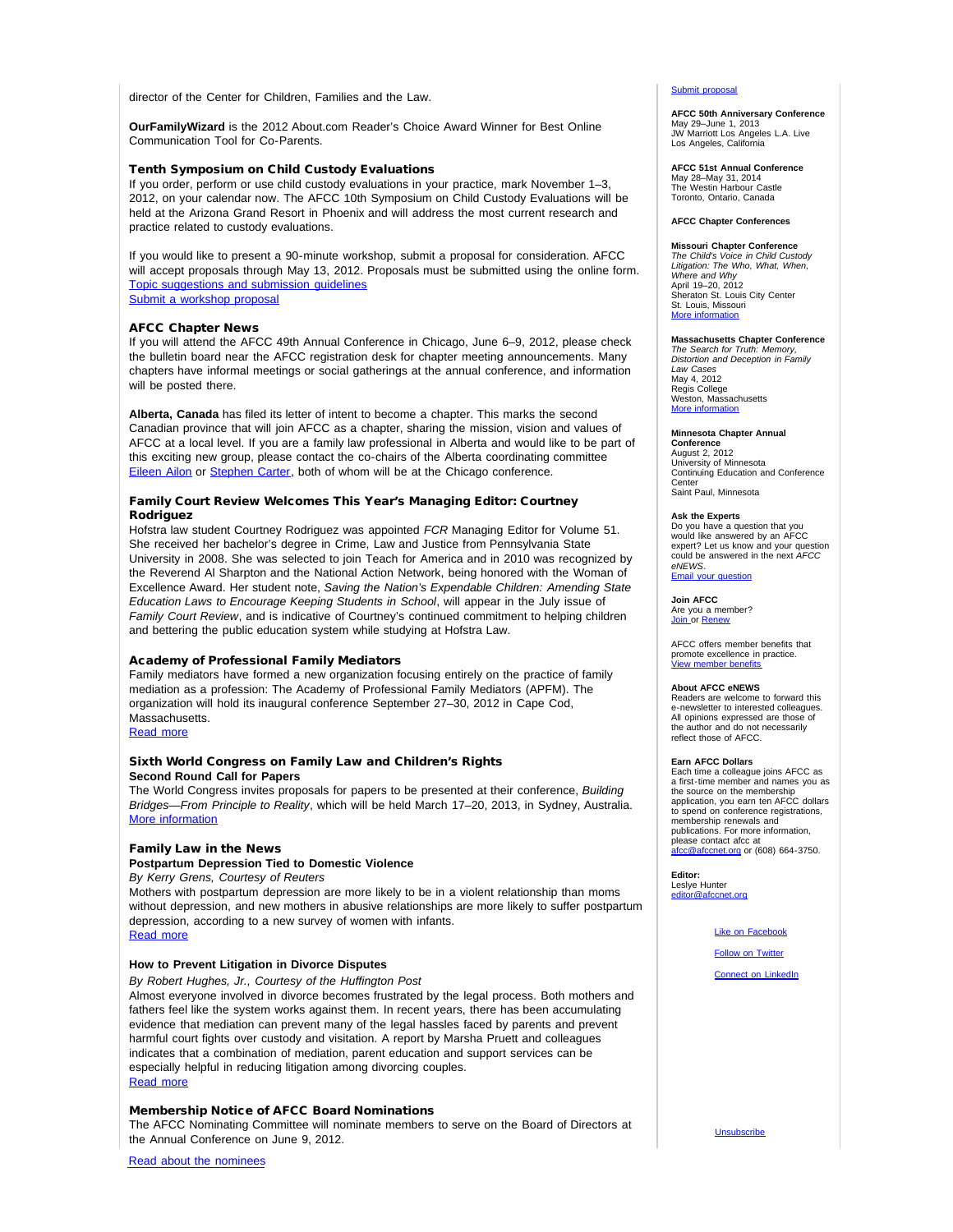director of the Center for Children, Families and the Law.

**OurFamilyWizard** is the 2012 About.com Reader's Choice Award Winner for Best Online Communication Tool for Co-Parents.

### Tenth Symposium on Child Custody Evaluations

If you order, perform or use child custody evaluations in your practice, mark November 1–3, 2012, on your calendar now. The AFCC 10th Symposium on Child Custody Evaluations will be held at the Arizona Grand Resort in Phoenix and will address the most current research and practice related to custody evaluations.

If you would like to present a 90-minute workshop, submit a proposal for consideration. AFCC will accept proposals through May 13, 2012. Proposals must be submitted using the online form.
Topic suggestions and submission guidelines
Submit a workshop proposal

### AFCC Chapter News

If you will attend the AFCC 49th Annual Conference in Chicago, June 6–9, 2012, please check the bulletin board near the AFCC registration desk for chapter meeting announcements. Many chapters have informal meetings or social gatherings at the annual conference, and information will be posted there.

**Alberta, Canada** has filed its letter of intent to become a chapter. This marks the second Canadian province that will join AFCC as a chapter, sharing the mission, vision and values of AFCC at a local level. If you are a family law professional in Alberta and would like to be part of this exciting new group, please contact the co-chairs of the Alberta coordinating committee Eileen Ailon or Stephen Carter, both of whom will be at the Chicago conference.

### Family Court Review Welcomes This Year's Managing Editor: Courtney Rodriguez

Hofstra law student Courtney Rodriguez was appointed *FCR* Managing Editor for Volume 51. She received her bachelor's degree in Crime, Law and Justice from Pennsylvania State University in 2008. She was selected to join Teach for America and in 2010 was recognized by the Reverend Al Sharpton and the National Action Network, being honored with the Woman of Excellence Award. Her student note, *Saving the Nation's Expendable Children: Amending State Education Laws to Encourage Keeping Students in School*, will appear in the July issue of *Family Court Review*, and is indicative of Courtney's continued commitment to helping children and bettering the public education system while studying at Hofstra Law.

### Academy of Professional Family Mediators

Family mediators have formed a new organization focusing entirely on the practice of family mediation as a profession: The Academy of Professional Family Mediators (APFM). The organization will hold its inaugural conference September 27–30, 2012 in Cape Cod, Massachusetts.
Read more

### Sixth World Congress on Family Law and Children's Rights

**Second Round Call for Papers**

The World Congress invites proposals for papers to be presented at their conference, *Building Bridges—From Principle to Reality*, which will be held March 17–20, 2013, in Sydney, Australia.
More information

### Family Law in the News

**Postpartum Depression Tied to Domestic Violence**

*By Kerry Grens, Courtesy of Reuters*

Mothers with postpartum depression are more likely to be in a violent relationship than moms without depression, and new mothers in abusive relationships are more likely to suffer postpartum depression, according to a new survey of women with infants.
Read more

**How to Prevent Litigation in Divorce Disputes**

*By Robert Hughes, Jr., Courtesy of the Huffington Post*

Almost everyone involved in divorce becomes frustrated by the legal process. Both mothers and fathers feel like the system works against them. In recent years, there has been accumulating evidence that mediation can prevent many of the legal hassles faced by parents and prevent harmful court fights over custody and visitation. A report by Marsha Pruett and colleagues indicates that a combination of mediation, parent education and support services can be especially helpful in reducing litigation among divorcing couples.
Read more

### Membership Notice of AFCC Board Nominations

The AFCC Nominating Committee will nominate members to serve on the Board of Directors at the Annual Conference on June 9, 2012.

Read about the nominees

---

Submit proposal

**AFCC 50th Anniversary Conference**
May 29–June 1, 2013
JW Marriott Los Angeles L.A. Live
Los Angeles, California

**AFCC 51st Annual Conference**
May 28–May 31, 2014
The Westin Harbour Castle
Toronto, Ontario, Canada

**AFCC Chapter Conferences**

**Missouri Chapter Conference**
*The Child's Voice in Child Custody Litigation: The Who, What, When, Where and Why*
April 19–20, 2012
Sheraton St. Louis City Center
St. Louis, Missouri
More information

**Massachusetts Chapter Conference**
*The Search for Truth: Memory, Distortion and Deception in Family Law Cases*
May 4, 2012
Regis College
Weston, Massachusetts
More information

**Minnesota Chapter Annual Conference**
August 2, 2012
University of Minnesota
Continuing Education and Conference Center
Saint Paul, Minnesota

**Ask the Experts**
Do you have a question that you would like answered by an AFCC expert? Let us know and your question could be answered in the next *AFCC eNEWS*.
Email your question

**Join AFCC**
Are you a member?
Join or Renew

AFCC offers member benefits that promote excellence in practice.
View member benefits

**About AFCC eNEWS**
Readers are welcome to forward this e-newsletter to interested colleagues. All opinions expressed are those of the author and do not necessarily reflect those of AFCC.

**Earn AFCC Dollars**
Each time a colleague joins AFCC as a first-time member and names you as the source on the membership application, you earn ten AFCC dollars to spend on conference registrations, membership renewals and publications. For more information, please contact afcc at afcc@afccnet.org or (608) 664-3750.

**Editor:**
Leslye Hunter
editor@afccnet.org

Like on Facebook

Follow on Twitter

Connect on LinkedIn

Unsubscribe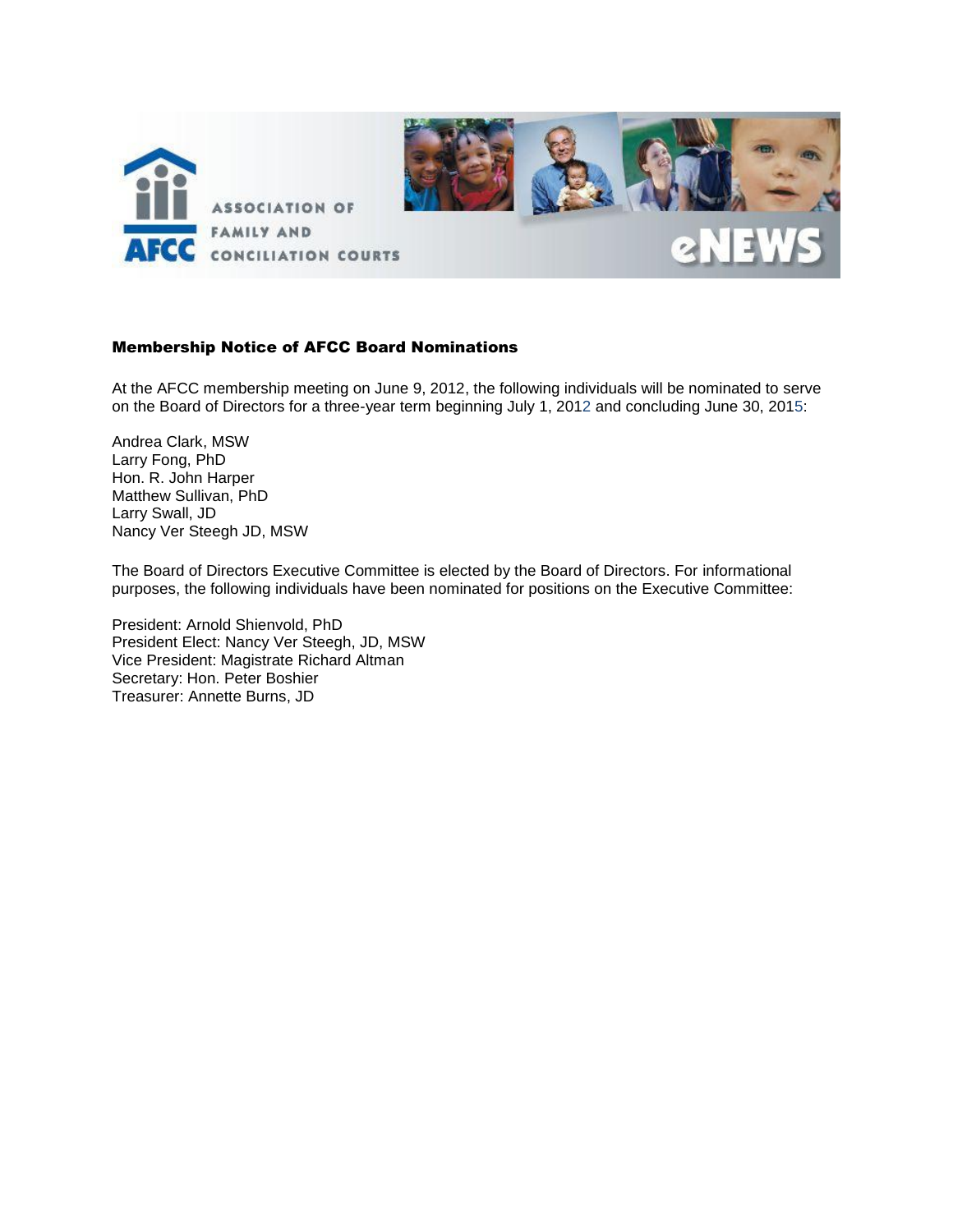## Membership Notice of AFCC Board Nominations

At the AFCC membership meeting on June 9, 2012, the following individuals will be nominated to serve on the Board of Directors for a three-year term beginning July 1, 2012 and concluding June 30, 2015:

Andrea Clark, MSW
Larry Fong, PhD
Hon. R. John Harper
Matthew Sullivan, PhD
Larry Swall, JD
Nancy Ver Steegh JD, MSW

The Board of Directors Executive Committee is elected by the Board of Directors. For informational purposes, the following individuals have been nominated for positions on the Executive Committee:

President: Arnold Shienvold, PhD
President Elect: Nancy Ver Steegh, JD, MSW
Vice President: Magistrate Richard Altman
Secretary: Hon. Peter Boshier
Treasurer: Annette Burns, JD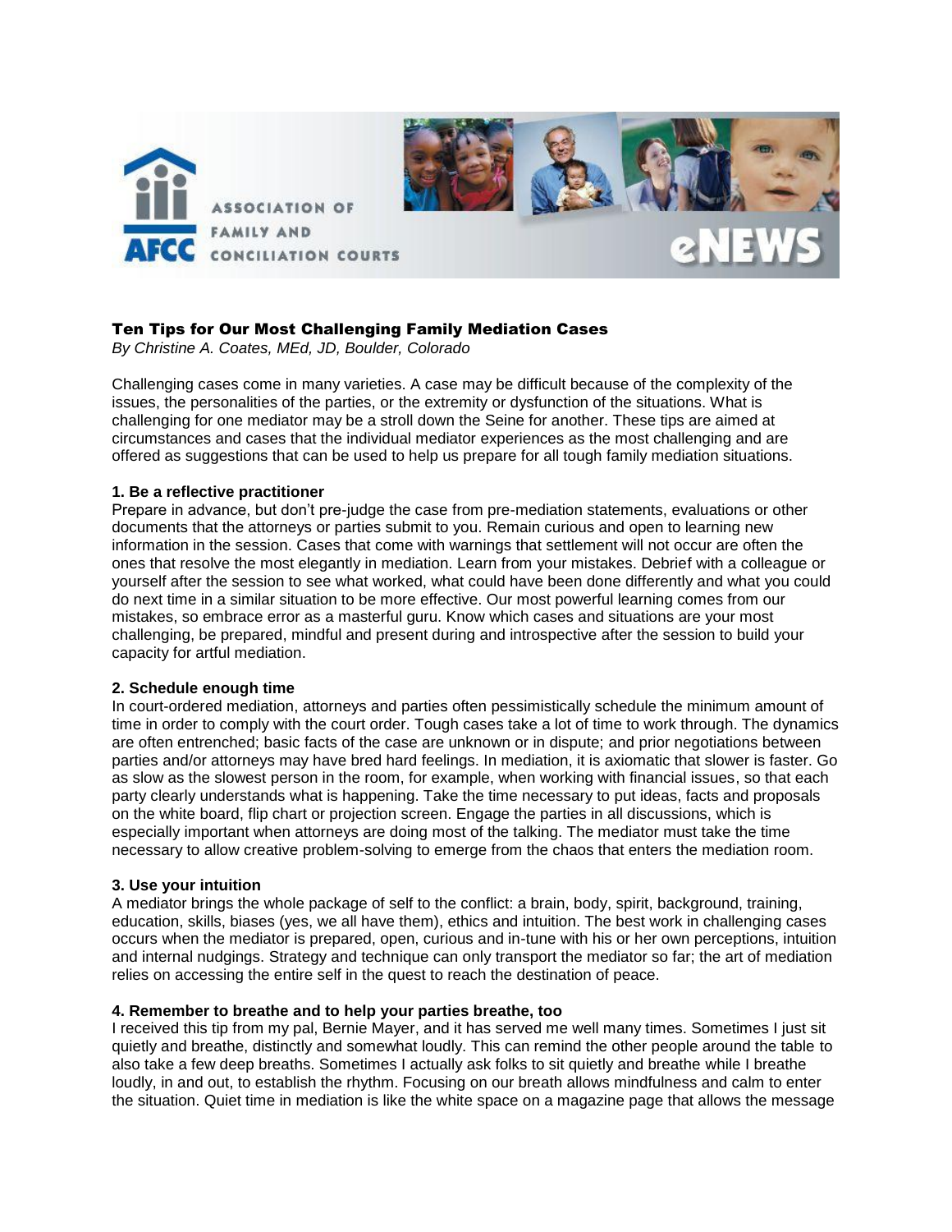# Ten Tips for Our Most Challenging Family Mediation Cases

*By Christine A. Coates, MEd, JD, Boulder, Colorado*

Challenging cases come in many varieties. A case may be difficult because of the complexity of the issues, the personalities of the parties, or the extremity or dysfunction of the situations. What is challenging for one mediator may be a stroll down the Seine for another. These tips are aimed at circumstances and cases that the individual mediator experiences as the most challenging and are offered as suggestions that can be used to help us prepare for all tough family mediation situations.

**1. Be a reflective practitioner**

Prepare in advance, but don't pre-judge the case from pre-mediation statements, evaluations or other documents that the attorneys or parties submit to you. Remain curious and open to learning new information in the session. Cases that come with warnings that settlement will not occur are often the ones that resolve the most elegantly in mediation. Learn from your mistakes. Debrief with a colleague or yourself after the session to see what worked, what could have been done differently and what you could do next time in a similar situation to be more effective. Our most powerful learning comes from our mistakes, so embrace error as a masterful guru. Know which cases and situations are your most challenging, be prepared, mindful and present during and introspective after the session to build your capacity for artful mediation.

**2. Schedule enough time**

In court-ordered mediation, attorneys and parties often pessimistically schedule the minimum amount of time in order to comply with the court order. Tough cases take a lot of time to work through. The dynamics are often entrenched; basic facts of the case are unknown or in dispute; and prior negotiations between parties and/or attorneys may have bred hard feelings. In mediation, it is axiomatic that slower is faster. Go as slow as the slowest person in the room, for example, when working with financial issues, so that each party clearly understands what is happening. Take the time necessary to put ideas, facts and proposals on the white board, flip chart or projection screen. Engage the parties in all discussions, which is especially important when attorneys are doing most of the talking. The mediator must take the time necessary to allow creative problem-solving to emerge from the chaos that enters the mediation room.

**3. Use your intuition**

A mediator brings the whole package of self to the conflict: a brain, body, spirit, background, training, education, skills, biases (yes, we all have them), ethics and intuition. The best work in challenging cases occurs when the mediator is prepared, open, curious and in-tune with his or her own perceptions, intuition and internal nudgings. Strategy and technique can only transport the mediator so far; the art of mediation relies on accessing the entire self in the quest to reach the destination of peace.

**4. Remember to breathe and to help your parties breathe, too**

I received this tip from my pal, Bernie Mayer, and it has served me well many times. Sometimes I just sit quietly and breathe, distinctly and somewhat loudly. This can remind the other people around the table to also take a few deep breaths. Sometimes I actually ask folks to sit quietly and breathe while I breathe loudly, in and out, to establish the rhythm. Focusing on our breath allows mindfulness and calm to enter the situation. Quiet time in mediation is like the white space on a magazine page that allows the message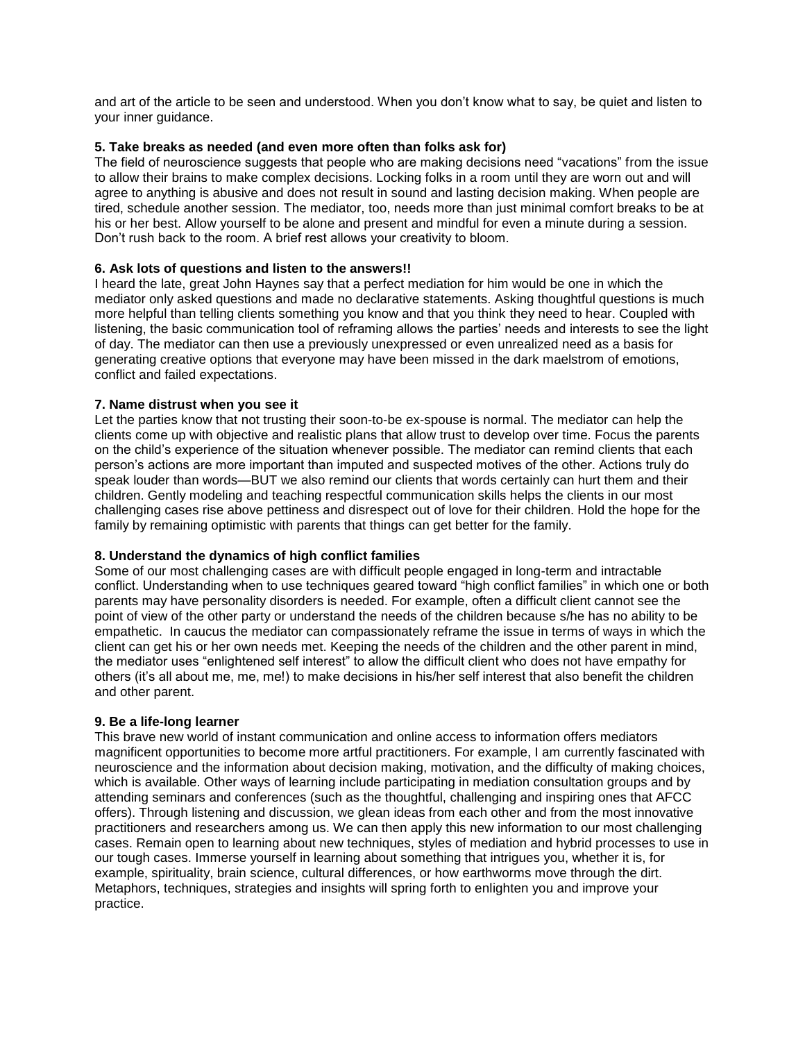and art of the article to be seen and understood. When you don't know what to say, be quiet and listen to your inner guidance.

**5. Take breaks as needed (and even more often than folks ask for)**

The field of neuroscience suggests that people who are making decisions need "vacations" from the issue to allow their brains to make complex decisions. Locking folks in a room until they are worn out and will agree to anything is abusive and does not result in sound and lasting decision making. When people are tired, schedule another session. The mediator, too, needs more than just minimal comfort breaks to be at his or her best. Allow yourself to be alone and present and mindful for even a minute during a session. Don't rush back to the room. A brief rest allows your creativity to bloom.

**6. Ask lots of questions and listen to the answers!!**

I heard the late, great John Haynes say that a perfect mediation for him would be one in which the mediator only asked questions and made no declarative statements. Asking thoughtful questions is much more helpful than telling clients something you know and that you think they need to hear. Coupled with listening, the basic communication tool of reframing allows the parties' needs and interests to see the light of day. The mediator can then use a previously unexpressed or even unrealized need as a basis for generating creative options that everyone may have been missed in the dark maelstrom of emotions, conflict and failed expectations.

**7. Name distrust when you see it**

Let the parties know that not trusting their soon-to-be ex-spouse is normal. The mediator can help the clients come up with objective and realistic plans that allow trust to develop over time. Focus the parents on the child's experience of the situation whenever possible. The mediator can remind clients that each person's actions are more important than imputed and suspected motives of the other. Actions truly do speak louder than words—BUT we also remind our clients that words certainly can hurt them and their children. Gently modeling and teaching respectful communication skills helps the clients in our most challenging cases rise above pettiness and disrespect out of love for their children. Hold the hope for the family by remaining optimistic with parents that things can get better for the family.

**8. Understand the dynamics of high conflict families**

Some of our most challenging cases are with difficult people engaged in long-term and intractable conflict. Understanding when to use techniques geared toward "high conflict families" in which one or both parents may have personality disorders is needed. For example, often a difficult client cannot see the point of view of the other party or understand the needs of the children because s/he has no ability to be empathetic. In caucus the mediator can compassionately reframe the issue in terms of ways in which the client can get his or her own needs met. Keeping the needs of the children and the other parent in mind, the mediator uses "enlightened self interest" to allow the difficult client who does not have empathy for others (it's all about me, me, me!) to make decisions in his/her self interest that also benefit the children and other parent.

**9. Be a life-long learner**

This brave new world of instant communication and online access to information offers mediators magnificent opportunities to become more artful practitioners. For example, I am currently fascinated with neuroscience and the information about decision making, motivation, and the difficulty of making choices, which is available. Other ways of learning include participating in mediation consultation groups and by attending seminars and conferences (such as the thoughtful, challenging and inspiring ones that AFCC offers). Through listening and discussion, we glean ideas from each other and from the most innovative practitioners and researchers among us. We can then apply this new information to our most challenging cases. Remain open to learning about new techniques, styles of mediation and hybrid processes to use in our tough cases. Immerse yourself in learning about something that intrigues you, whether it is, for example, spirituality, brain science, cultural differences, or how earthworms move through the dirt. Metaphors, techniques, strategies and insights will spring forth to enlighten you and improve your practice.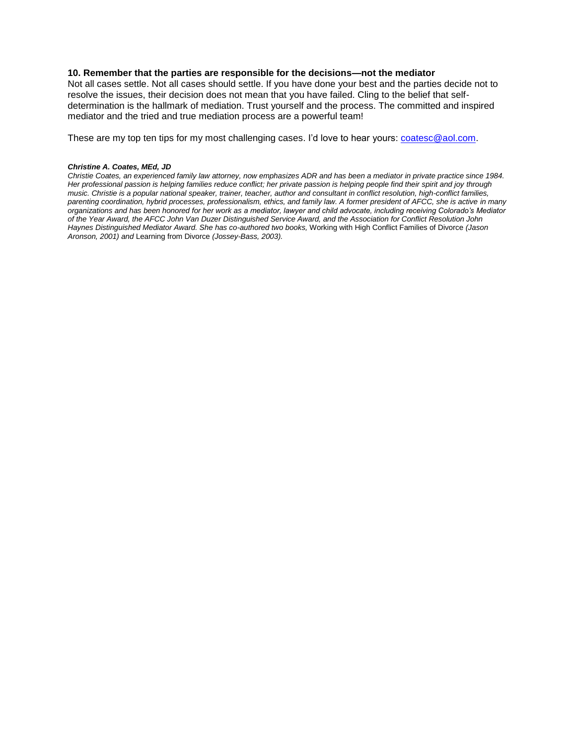### 10. Remember that the parties are responsible for the decisions—not the mediator

Not all cases settle. Not all cases should settle. If you have done your best and the parties decide not to resolve the issues, their decision does not mean that you have failed. Cling to the belief that self-determination is the hallmark of mediation. Trust yourself and the process. The committed and inspired mediator and the tried and true mediation process are a powerful team!

These are my top ten tips for my most challenging cases. I'd love to hear yours: [coatesc@aol.com](mailto:coatesc@aol.com).

***Christine A. Coates, MEd, JD***

*Christie Coates, an experienced family law attorney, now emphasizes ADR and has been a mediator in private practice since 1984. Her professional passion is helping families reduce conflict; her private passion is helping people find their spirit and joy through music. Christie is a popular national speaker, trainer, teacher, author and consultant in conflict resolution, high-conflict families, parenting coordination, hybrid processes, professionalism, ethics, and family law. A former president of AFCC, she is active in many organizations and has been honored for her work as a mediator, lawyer and child advocate, including receiving Colorado's Mediator of the Year Award, the AFCC John Van Duzer Distinguished Service Award, and the Association for Conflict Resolution John Haynes Distinguished Mediator Award. She has co-authored two books,* Working with High Conflict Families of Divorce *(Jason Aronson, 2001) and* Learning from Divorce *(Jossey-Bass, 2003).*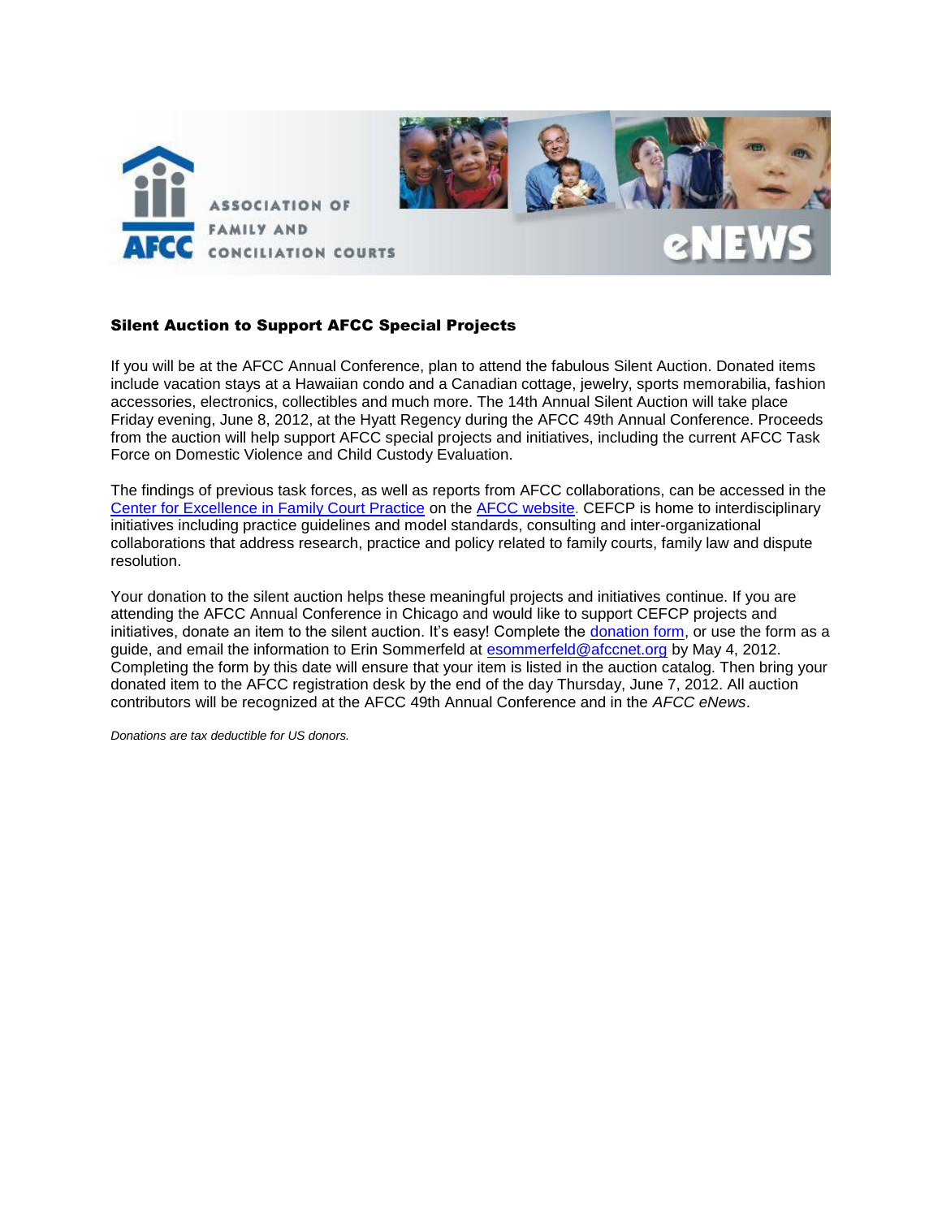## Silent Auction to Support AFCC Special Projects

If you will be at the AFCC Annual Conference, plan to attend the fabulous Silent Auction. Donated items include vacation stays at a Hawaiian condo and a Canadian cottage, jewelry, sports memorabilia, fashion accessories, electronics, collectibles and much more. The 14th Annual Silent Auction will take place Friday evening, June 8, 2012, at the Hyatt Regency during the AFCC 49th Annual Conference. Proceeds from the auction will help support AFCC special projects and initiatives, including the current AFCC Task Force on Domestic Violence and Child Custody Evaluation.

The findings of previous task forces, as well as reports from AFCC collaborations, can be accessed in the Center for Excellence in Family Court Practice on the AFCC website. CEFCP is home to interdisciplinary initiatives including practice guidelines and model standards, consulting and inter-organizational collaborations that address research, practice and policy related to family courts, family law and dispute resolution.

Your donation to the silent auction helps these meaningful projects and initiatives continue. If you are attending the AFCC Annual Conference in Chicago and would like to support CEFCP projects and initiatives, donate an item to the silent auction. It's easy! Complete the donation form, or use the form as a guide, and email the information to Erin Sommerfeld at esommerfeld@afccnet.org by May 4, 2012. Completing the form by this date will ensure that your item is listed in the auction catalog. Then bring your donated item to the AFCC registration desk by the end of the day Thursday, June 7, 2012. All auction contributors will be recognized at the AFCC 49th Annual Conference and in the *AFCC eNews*.

*Donations are tax deductible for US donors.*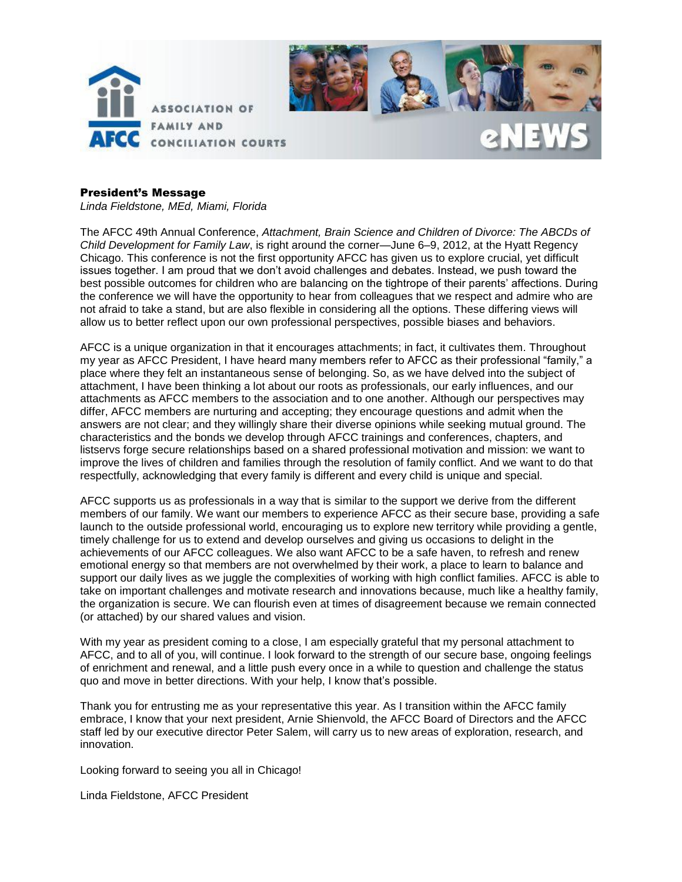## President's Message

*Linda Fieldstone, MEd, Miami, Florida*

The AFCC 49th Annual Conference, *Attachment, Brain Science and Children of Divorce: The ABCDs of Child Development for Family Law*, is right around the corner—June 6–9, 2012, at the Hyatt Regency Chicago. This conference is not the first opportunity AFCC has given us to explore crucial, yet difficult issues together. I am proud that we don't avoid challenges and debates. Instead, we push toward the best possible outcomes for children who are balancing on the tightrope of their parents' affections. During the conference we will have the opportunity to hear from colleagues that we respect and admire who are not afraid to take a stand, but are also flexible in considering all the options. These differing views will allow us to better reflect upon our own professional perspectives, possible biases and behaviors.

AFCC is a unique organization in that it encourages attachments; in fact, it cultivates them. Throughout my year as AFCC President, I have heard many members refer to AFCC as their professional "family," a place where they felt an instantaneous sense of belonging. So, as we have delved into the subject of attachment, I have been thinking a lot about our roots as professionals, our early influences, and our attachments as AFCC members to the association and to one another. Although our perspectives may differ, AFCC members are nurturing and accepting; they encourage questions and admit when the answers are not clear; and they willingly share their diverse opinions while seeking mutual ground. The characteristics and the bonds we develop through AFCC trainings and conferences, chapters, and listservs forge secure relationships based on a shared professional motivation and mission: we want to improve the lives of children and families through the resolution of family conflict. And we want to do that respectfully, acknowledging that every family is different and every child is unique and special.

AFCC supports us as professionals in a way that is similar to the support we derive from the different members of our family. We want our members to experience AFCC as their secure base, providing a safe launch to the outside professional world, encouraging us to explore new territory while providing a gentle, timely challenge for us to extend and develop ourselves and giving us occasions to delight in the achievements of our AFCC colleagues. We also want AFCC to be a safe haven, to refresh and renew emotional energy so that members are not overwhelmed by their work, a place to learn to balance and support our daily lives as we juggle the complexities of working with high conflict families. AFCC is able to take on important challenges and motivate research and innovations because, much like a healthy family, the organization is secure. We can flourish even at times of disagreement because we remain connected (or attached) by our shared values and vision.

With my year as president coming to a close, I am especially grateful that my personal attachment to AFCC, and to all of you, will continue. I look forward to the strength of our secure base, ongoing feelings of enrichment and renewal, and a little push every once in a while to question and challenge the status quo and move in better directions. With your help, I know that's possible.

Thank you for entrusting me as your representative this year. As I transition within the AFCC family embrace, I know that your next president, Arnie Shienvold, the AFCC Board of Directors and the AFCC staff led by our executive director Peter Salem, will carry us to new areas of exploration, research, and innovation.

Looking forward to seeing you all in Chicago!

Linda Fieldstone, AFCC President